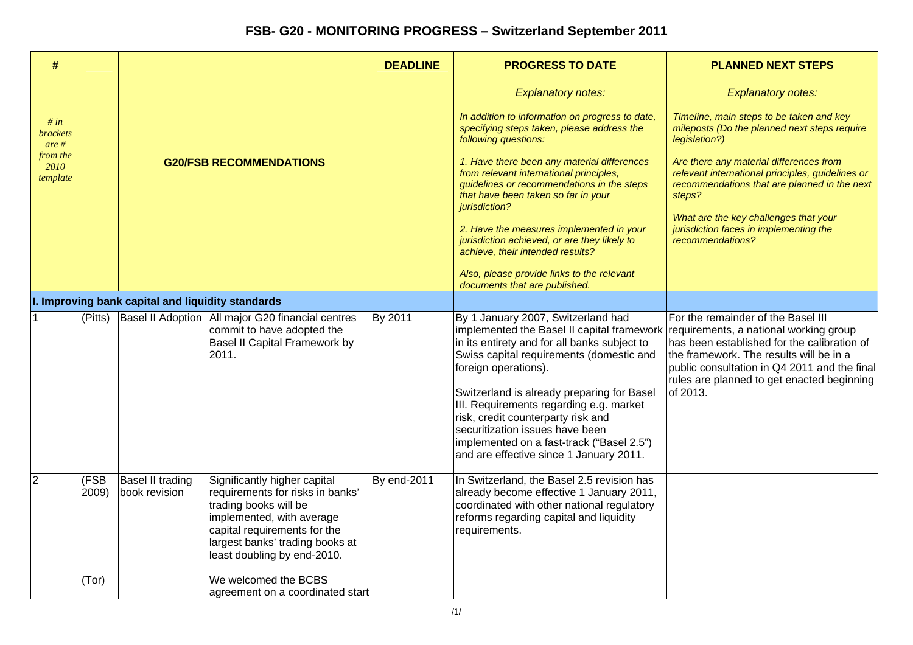# FSB- G20 - MONITORING PROGRESS – Switzerland September 2011

| # | | | | DEADLINE | PROGRESS TO DATE | PLANNED NEXT STEPS |
|---|---|---|---|---|---|---|
| *# in brackets are # from the 2010 template* | | **G20/FSB RECOMMENDATIONS** | | | *Explanatory notes:*<br><br>*In addition to information on progress to date, specifying steps taken, please address the following questions:*<br><br>*1. Have there been any material differences from relevant international principles, guidelines or recommendations in the steps that have been taken so far in your jurisdiction?*<br><br>*2. Have the measures implemented in your jurisdiction achieved, or are they likely to achieve, their intended results?*<br><br>*Also, please provide links to the relevant documents that are published.* | *Explanatory notes:*<br><br>*Timeline, main steps to be taken and key mileposts (Do the planned next steps require legislation?)*<br><br>*Are there any material differences from relevant international principles, guidelines or recommendations that are planned in the next steps?*<br><br>*What are the key challenges that your jurisdiction faces in implementing the recommendations?* |
| **I. Improving bank capital and liquidity standards** | | | | | | |
| 1 | (Pitts) | Basel II Adoption | All major G20 financial centres commit to have adopted the Basel II Capital Framework by 2011. | By 2011 | By 1 January 2007, Switzerland had implemented the Basel II capital framework in its entirety and for all banks subject to Swiss capital requirements (domestic and foreign operations).<br><br>Switzerland is already preparing for Basel III. Requirements regarding e.g. market risk, credit counterparty risk and securitization issues have been implemented on a fast-track ("Basel 2.5") and are effective since 1 January 2011. | For the remainder of the Basel III requirements, a national working group has been established for the calibration of the framework. The results will be in a public consultation in Q4 2011 and the final rules are planned to get enacted beginning of 2013. |
| 2 | (FSB 2009)<br><br>(Tor) | Basel II trading book revision | Significantly higher capital requirements for risks in banks' trading books will be implemented, with average capital requirements for the largest banks' trading books at least doubling by end-2010.<br><br>We welcomed the BCBS agreement on a coordinated start | By end-2011 | In Switzerland, the Basel 2.5 revision has already become effective 1 January 2011, coordinated with other national regulatory reforms regarding capital and liquidity requirements. | |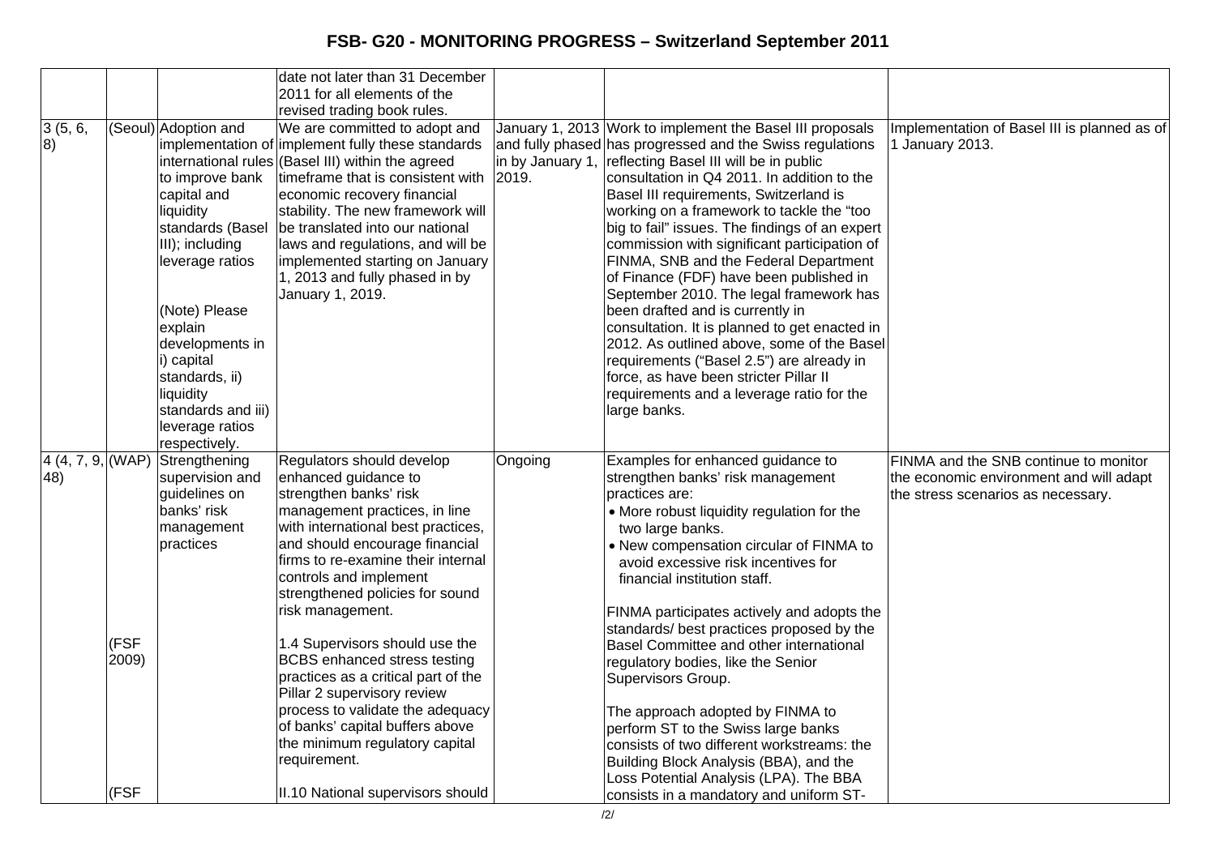# FSB- G20 - MONITORING PROGRESS – Switzerland September 2011

| | | | | | | |
|---|---|---|---|---|---|---|
| | | | date not later than 31 December 2011 for all elements of the revised trading book rules. | | | |
| 3 (5, 6, 8) | (Seoul) | Adoption and implementation of international rules to improve bank capital and liquidity standards (Basel III); including leverage ratios<br><br>(Note) Please explain developments in i) capital standards, ii) liquidity standards and iii) leverage ratios respectively. | We are committed to adopt and implement fully these standards (Basel III) within the agreed timeframe that is consistent with economic recovery financial stability. The new framework will be translated into our national laws and regulations, and will be implemented starting on January 1, 2013 and fully phased in by January 1, 2019. | January 1, 2013 and fully phased in by January 1, 2019. | Work to implement the Basel III proposals has progressed and the Swiss regulations reflecting Basel III will be in public consultation in Q4 2011. In addition to the Basel III requirements, Switzerland is working on a framework to tackle the "too big to fail" issues. The findings of an expert commission with significant participation of FINMA, SNB and the Federal Department of Finance (FDF) have been published in September 2010. The legal framework has been drafted and is currently in consultation. It is planned to get enacted in 2012. As outlined above, some of the Basel requirements ("Basel 2.5") are already in force, as have been stricter Pillar II requirements and a leverage ratio for the large banks. | Implementation of Basel III is planned as of 1 January 2013. |
| 4 (4, 7, 9, 48) | (WAP)<br><br>(FSF 2009)<br><br>(FSF | Strengthening supervision and guidelines on banks' risk management practices | Regulators should develop enhanced guidance to strengthen banks' risk management practices, in line with international best practices, and should encourage financial firms to re-examine their internal controls and implement strengthened policies for sound risk management.<br><br>1.4 Supervisors should use the BCBS enhanced stress testing practices as a critical part of the Pillar 2 supervisory review process to validate the adequacy of banks' capital buffers above the minimum regulatory capital requirement.<br><br>II.10 National supervisors should | Ongoing | Examples for enhanced guidance to strengthen banks' risk management practices are:<br>• More robust liquidity regulation for the two large banks.<br>• New compensation circular of FINMA to avoid excessive risk incentives for financial institution staff.<br><br>FINMA participates actively and adopts the standards/ best practices proposed by the Basel Committee and other international regulatory bodies, like the Senior Supervisors Group.<br><br>The approach adopted by FINMA to perform ST to the Swiss large banks consists of two different workstreams: the Building Block Analysis (BBA), and the Loss Potential Analysis (LPA). The BBA consists in a mandatory and uniform ST- | FINMA and the SNB continue to monitor the economic environment and will adapt the stress scenarios as necessary. |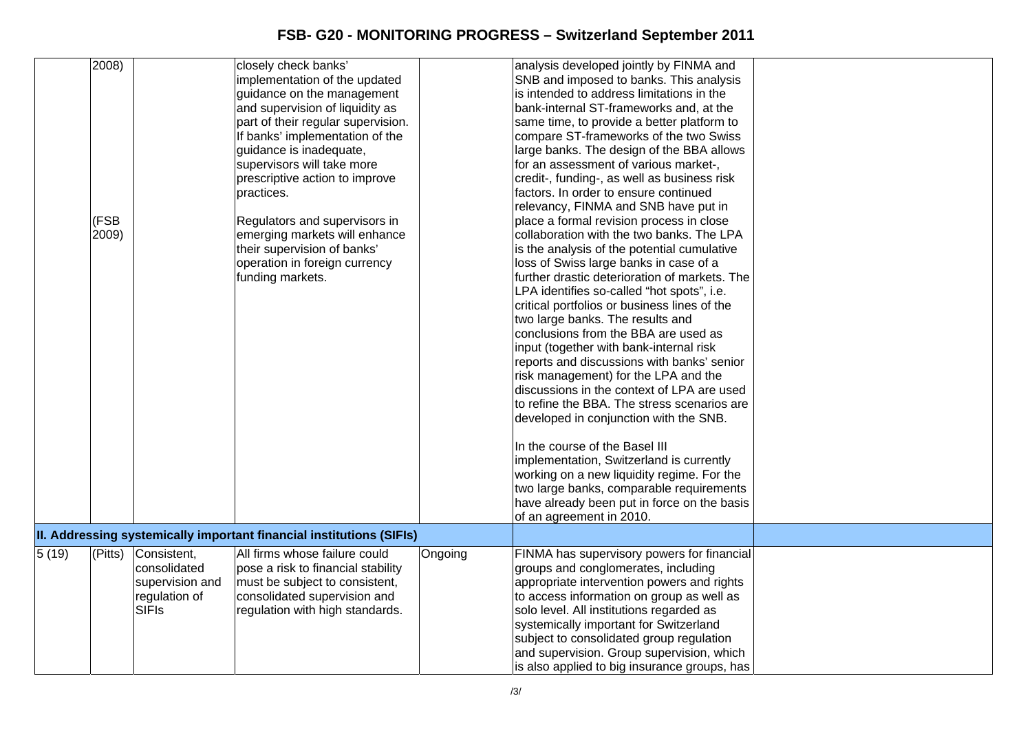| | | | | | | |
|---|---|---|---|---|---|---|
| | 2008)<br><br><br><br><br><br><br><br>(FSB 2009) | | closely check banks' implementation of the updated guidance on the management and supervision of liquidity as part of their regular supervision. If banks' implementation of the guidance is inadequate, supervisors will take more prescriptive action to improve practices.<br><br>Regulators and supervisors in emerging markets will enhance their supervision of banks' operation in foreign currency funding markets. | | analysis developed jointly by FINMA and SNB and imposed to banks. This analysis is intended to address limitations in the bank-internal ST-frameworks and, at the same time, to provide a better platform to compare ST-frameworks of the two Swiss large banks. The design of the BBA allows for an assessment of various market-, credit-, funding-, as well as business risk factors. In order to ensure continued relevancy, FINMA and SNB have put in place a formal revision process in close collaboration with the two banks. The LPA is the analysis of the potential cumulative loss of Swiss large banks in case of a further drastic deterioration of markets. The LPA identifies so-called "hot spots", i.e. critical portfolios or business lines of the two large banks. The results and conclusions from the BBA are used as input (together with bank-internal risk reports and discussions with banks' senior risk management) for the LPA and the discussions in the context of LPA are used to refine the BBA. The stress scenarios are developed in conjunction with the SNB.<br><br>In the course of the Basel III implementation, Switzerland is currently working on a new liquidity regime. For the two large banks, comparable requirements have already been put in force on the basis of an agreement in 2010. | |
| **II. Addressing systemically important financial institutions (SIFIs)** | | | | | | |
| 5 (19) | (Pitts) | Consistent, consolidated supervision and regulation of SIFIs | All firms whose failure could pose a risk to financial stability must be subject to consistent, consolidated supervision and regulation with high standards. | Ongoing | FINMA has supervisory powers for financial groups and conglomerates, including appropriate intervention powers and rights to access information on group as well as solo level. All institutions regarded as systemically important for Switzerland subject to consolidated group regulation and supervision. Group supervision, which is also applied to big insurance groups, has | |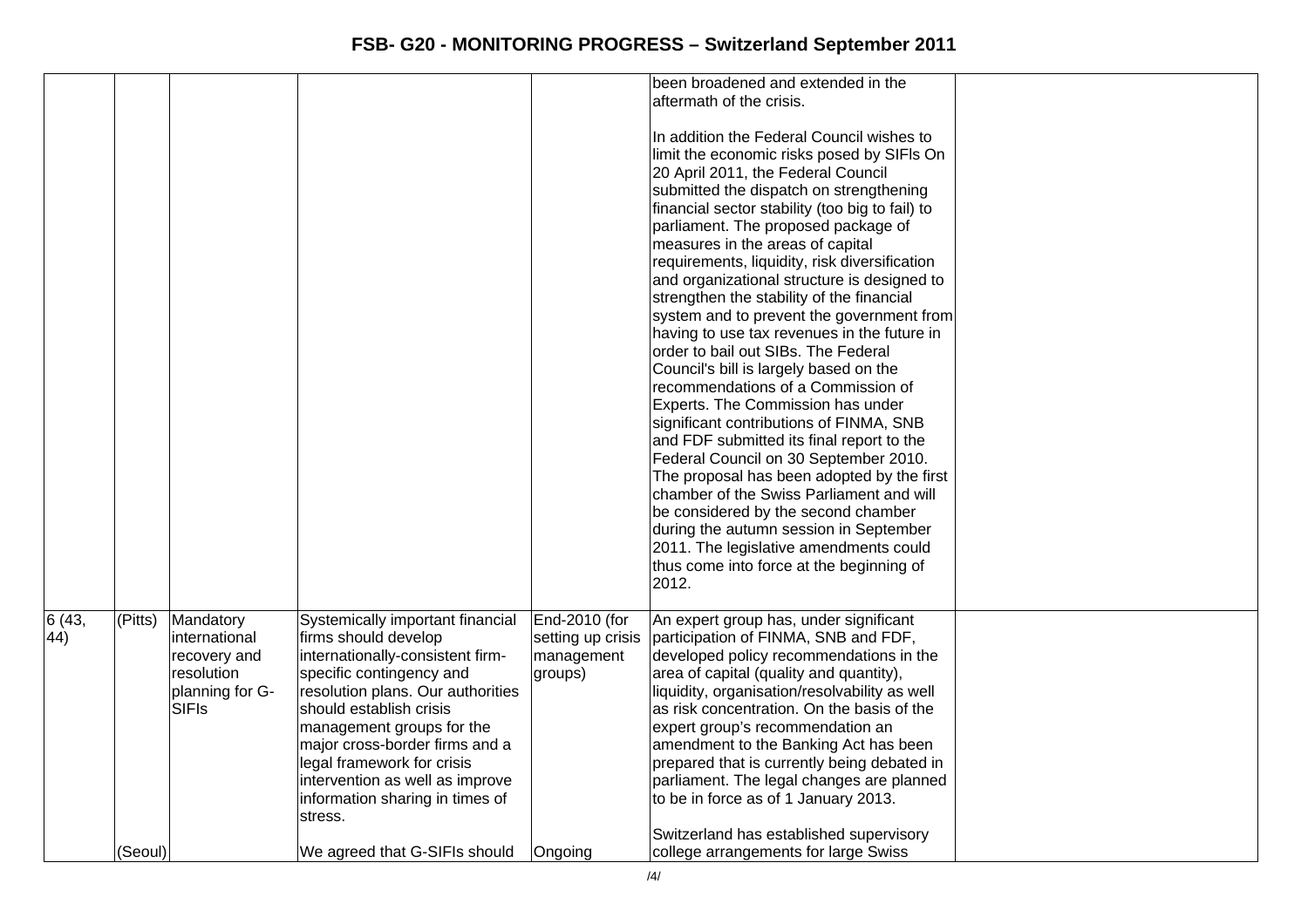| | | | | | | |
|---|---|---|---|---|---|---|
| | | | | | been broadened and extended in the aftermath of the crisis.<br><br>In addition the Federal Council wishes to limit the economic risks posed by SIFIs On 20 April 2011, the Federal Council submitted the dispatch on strengthening financial sector stability (too big to fail) to parliament. The proposed package of measures in the areas of capital requirements, liquidity, risk diversification and organizational structure is designed to strengthen the stability of the financial system and to prevent the government from having to use tax revenues in the future in order to bail out SIBs. The Federal Council's bill is largely based on the recommendations of a Commission of Experts. The Commission has under significant contributions of FINMA, SNB and FDF submitted its final report to the Federal Council on 30 September 2010. The proposal has been adopted by the first chamber of the Swiss Parliament and will be considered by the second chamber during the autumn session in September 2011. The legislative amendments could thus come into force at the beginning of 2012. | |
| 6 (43, 44) | (Pitts)<br><br>(Seoul) | Mandatory international recovery and resolution planning for G-SIFIs | Systemically important financial firms should develop internationally-consistent firm-specific contingency and resolution plans. Our authorities should establish crisis management groups for the major cross-border firms and a legal framework for crisis intervention as well as improve information sharing in times of stress.<br><br>We agreed that G-SIFIs should | End-2010 (for setting up crisis management groups)<br><br>Ongoing | An expert group has, under significant participation of FINMA, SNB and FDF, developed policy recommendations in the area of capital (quality and quantity), liquidity, organisation/resolvability as well as risk concentration. On the basis of the expert group's recommendation an amendment to the Banking Act has been prepared that is currently being debated in parliament. The legal changes are planned to be in force as of 1 January 2013.<br><br>Switzerland has established supervisory college arrangements for large Swiss | |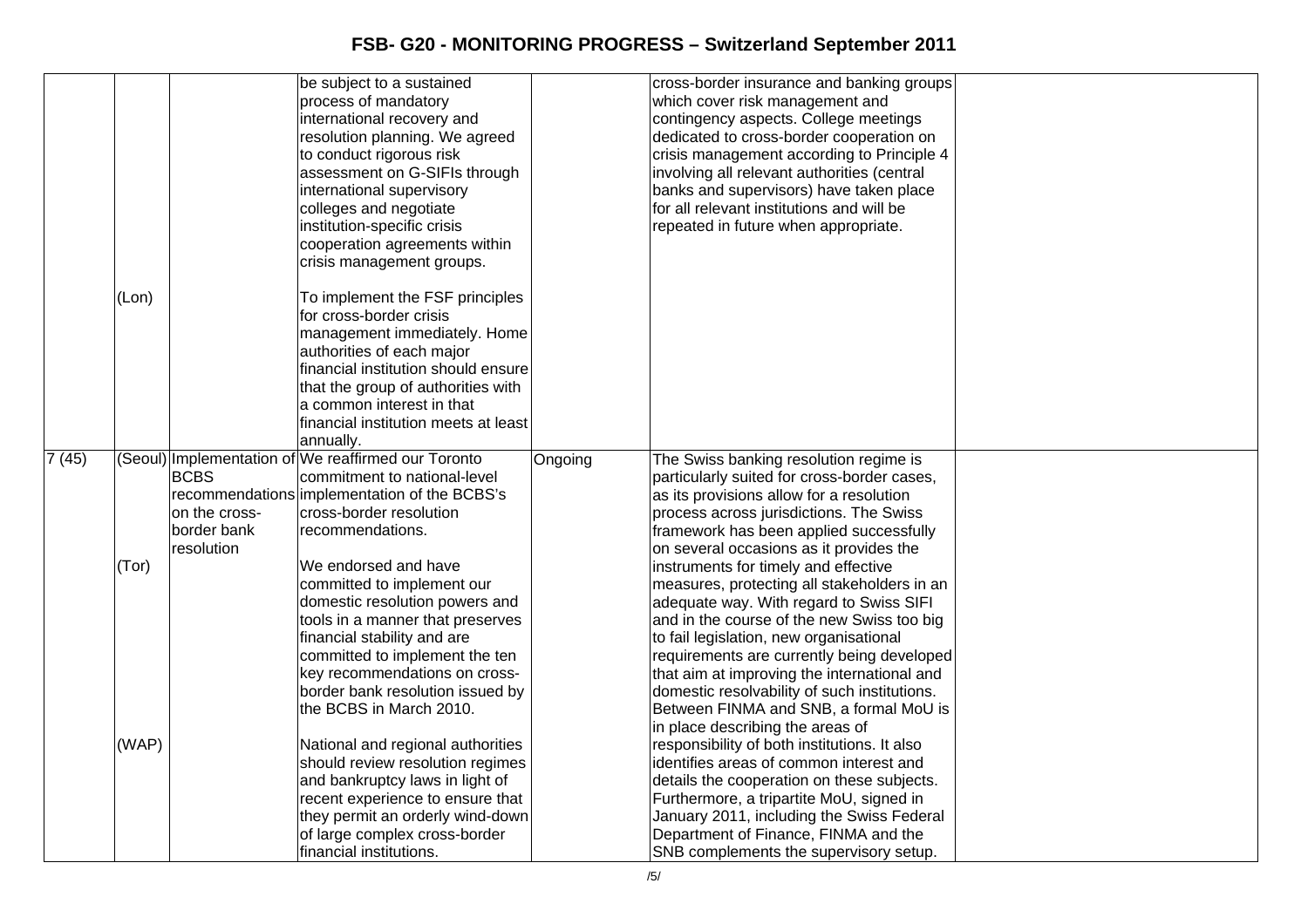| | | | | | | |
|---|---|---|---|---|---|---|
| | | | be subject to a sustained process of mandatory international recovery and resolution planning. We agreed to conduct rigorous risk assessment on G-SIFIs through international supervisory colleges and negotiate institution-specific crisis cooperation agreements within crisis management groups. | | cross-border insurance and banking groups which cover risk management and contingency aspects. College meetings dedicated to cross-border cooperation on crisis management according to Principle 4 involving all relevant authorities (central banks and supervisors) have taken place for all relevant institutions and will be repeated in future when appropriate. | |
| | (Lon) | | To implement the FSF principles for cross-border crisis management immediately. Home authorities of each major financial institution should ensure that the group of authorities with a common interest in that financial institution meets at least annually. | | | |
| 7 (45) | (Seoul) | Implementation of BCBS recommendations on the cross-border bank resolution | We reaffirmed our Toronto commitment to national-level implementation of the BCBS's cross-border resolution recommendations. | Ongoing | The Swiss banking resolution regime is particularly suited for cross-border cases, as its provisions allow for a resolution process across jurisdictions. The Swiss framework has been applied successfully on several occasions as it provides the instruments for timely and effective measures, protecting all stakeholders in an adequate way. With regard to Swiss SIFI and in the course of the new Swiss too big to fail legislation, new organisational requirements are currently being developed that aim at improving the international and domestic resolvability of such institutions. Between FINMA and SNB, a formal MoU is in place describing the areas of responsibility of both institutions. It also identifies areas of common interest and details the cooperation on these subjects. Furthermore, a tripartite MoU, signed in January 2011, including the Swiss Federal Department of Finance, FINMA and the SNB complements the supervisory setup. | |
| | (Tor) | | We endorsed and have committed to implement our domestic resolution powers and tools in a manner that preserves financial stability and are committed to implement the ten key recommendations on cross-border bank resolution issued by the BCBS in March 2010. | | | |
| | (WAP) | | National and regional authorities should review resolution regimes and bankruptcy laws in light of recent experience to ensure that they permit an orderly wind-down of large complex cross-border financial institutions. | | | |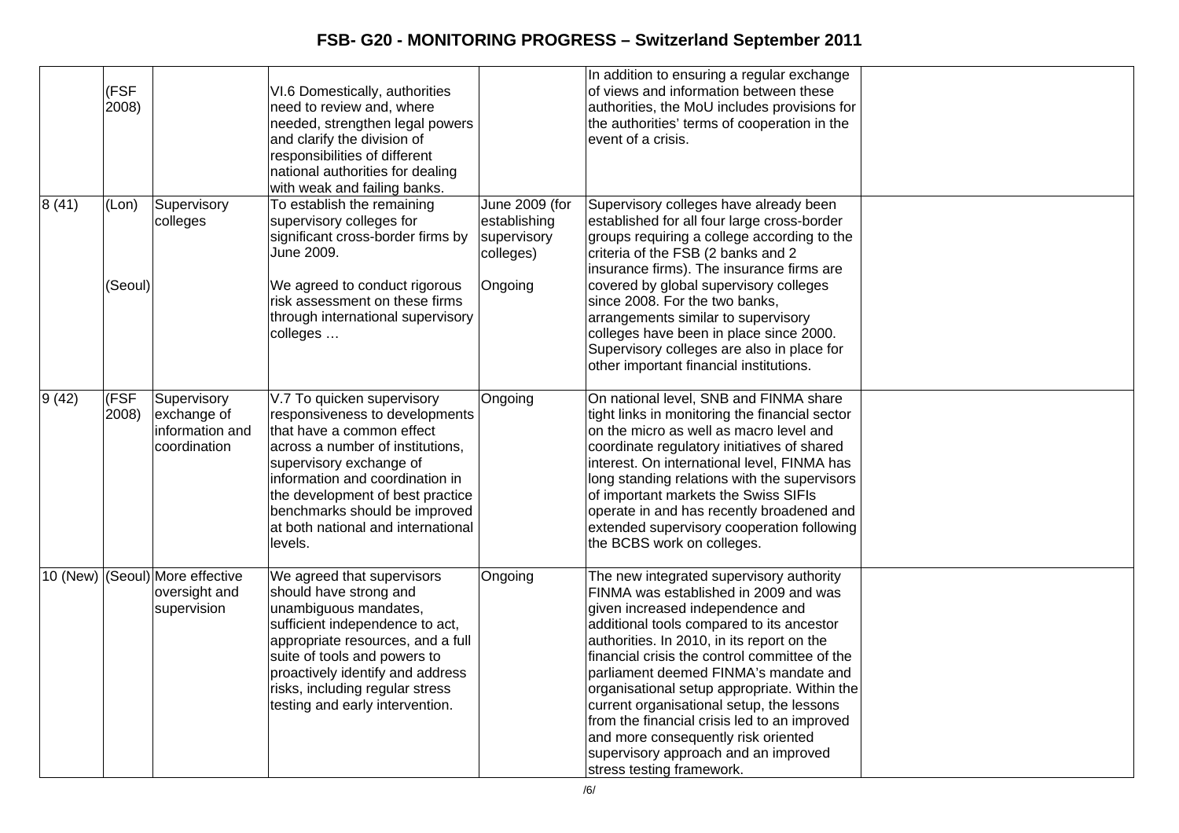| | | | | | | |
|---|---|---|---|---|---|---|
| | (FSF 2008) | | VI.6 Domestically, authorities need to review and, where needed, strengthen legal powers and clarify the division of responsibilities of different national authorities for dealing with weak and failing banks. | | In addition to ensuring a regular exchange of views and information between these authorities, the MoU includes provisions for the authorities' terms of cooperation in the event of a crisis. | |
| 8 (41) | (Lon)<br><br>(Seoul) | Supervisory colleges | To establish the remaining supervisory colleges for significant cross-border firms by June 2009.<br><br>We agreed to conduct rigorous risk assessment on these firms through international supervisory colleges … | June 2009 (for establishing supervisory colleges)<br><br>Ongoing | Supervisory colleges have already been established for all four large cross-border groups requiring a college according to the criteria of the FSB (2 banks and 2 insurance firms). The insurance firms are covered by global supervisory colleges since 2008. For the two banks, arrangements similar to supervisory colleges have been in place since 2000. Supervisory colleges are also in place for other important financial institutions. | |
| 9 (42) | (FSF 2008) | Supervisory exchange of information and coordination | V.7 To quicken supervisory responsiveness to developments that have a common effect across a number of institutions, supervisory exchange of information and coordination in the development of best practice benchmarks should be improved at both national and international levels. | Ongoing | On national level, SNB and FINMA share tight links in monitoring the financial sector on the micro as well as macro level and coordinate regulatory initiatives of shared interest. On international level, FINMA has long standing relations with the supervisors of important markets the Swiss SIFIs operate in and has recently broadened and extended supervisory cooperation following the BCBS work on colleges. | |
| 10 (New) | (Seoul) | More effective oversight and supervision | We agreed that supervisors should have strong and unambiguous mandates, sufficient independence to act, appropriate resources, and a full suite of tools and powers to proactively identify and address risks, including regular stress testing and early intervention. | Ongoing | The new integrated supervisory authority FINMA was established in 2009 and was given increased independence and additional tools compared to its ancestor authorities. In 2010, in its report on the financial crisis the control committee of the parliament deemed FINMA's mandate and organisational setup appropriate. Within the current organisational setup, the lessons from the financial crisis led to an improved and more consequently risk oriented supervisory approach and an improved stress testing framework. | |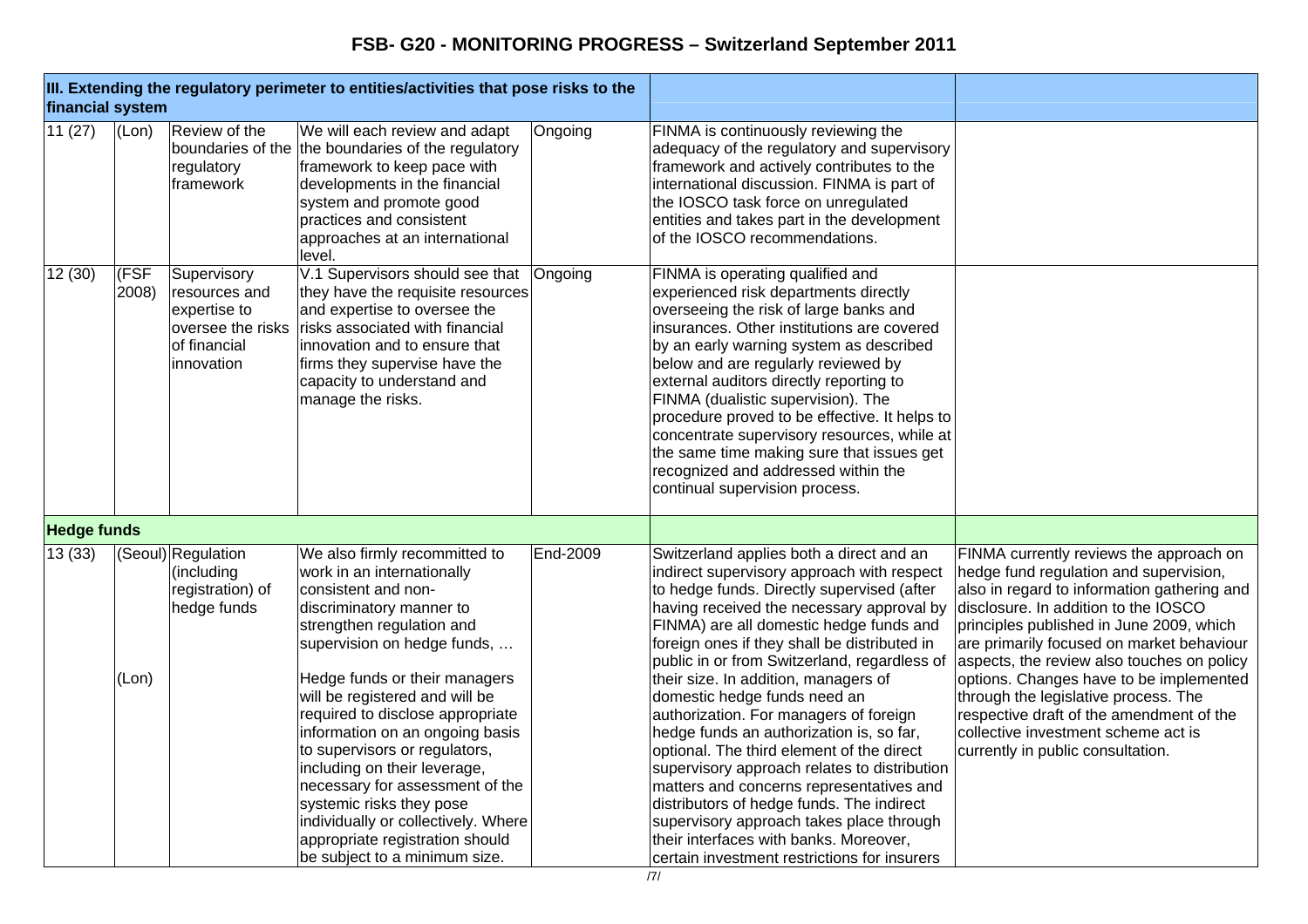| III. Extending the regulatory perimeter to entities/activities that pose risks to the financial system | | | | | | |
|---|---|---|---|---|---|---|
| 11 (27) | (Lon) | Review of the boundaries of the regulatory framework | We will each review and adapt the boundaries of the regulatory framework to keep pace with developments in the financial system and promote good practices and consistent approaches at an international level. | Ongoing | FINMA is continuously reviewing the adequacy of the regulatory and supervisory framework and actively contributes to the international discussion. FINMA is part of the IOSCO task force on unregulated entities and takes part in the development of the IOSCO recommendations. | |
| 12 (30) | (FSF 2008) | Supervisory resources and expertise to oversee the risks of financial innovation | V.1 Supervisors should see that they have the requisite resources and expertise to oversee the risks associated with financial innovation and to ensure that firms they supervise have the capacity to understand and manage the risks. | Ongoing | FINMA is operating qualified and experienced risk departments directly overseeing the risk of large banks and insurances. Other institutions are covered by an early warning system as described below and are regularly reviewed by external auditors directly reporting to FINMA (dualistic supervision). The procedure proved to be effective. It helps to concentrate supervisory resources, while at the same time making sure that issues get recognized and addressed within the continual supervision process. | |
| **Hedge funds** | | | | | | |
| 13 (33) | (Seoul)<br><br>(Lon) | Regulation (including registration) of hedge funds | We also firmly recommitted to work in an internationally consistent and non-discriminatory manner to strengthen regulation and supervision on hedge funds, …<br><br>Hedge funds or their managers will be registered and will be required to disclose appropriate information on an ongoing basis to supervisors or regulators, including on their leverage, necessary for assessment of the systemic risks they pose individually or collectively. Where appropriate registration should be subject to a minimum size. | End-2009 | Switzerland applies both a direct and an indirect supervisory approach with respect to hedge funds. Directly supervised (after having received the necessary approval by FINMA) are all domestic hedge funds and foreign ones if they shall be distributed in public in or from Switzerland, regardless of their size. In addition, managers of domestic hedge funds need an authorization. For managers of foreign hedge funds an authorization is, so far, optional. The third element of the direct supervisory approach relates to distribution matters and concerns representatives and distributors of hedge funds. The indirect supervisory approach takes place through their interfaces with banks. Moreover, certain investment restrictions for insurers | FINMA currently reviews the approach on hedge fund regulation and supervision, also in regard to information gathering and disclosure. In addition to the IOSCO principles published in June 2009, which are primarily focused on market behaviour aspects, the review also touches on policy options. Changes have to be implemented through the legislative process. The respective draft of the amendment of the collective investment scheme act is currently in public consultation. |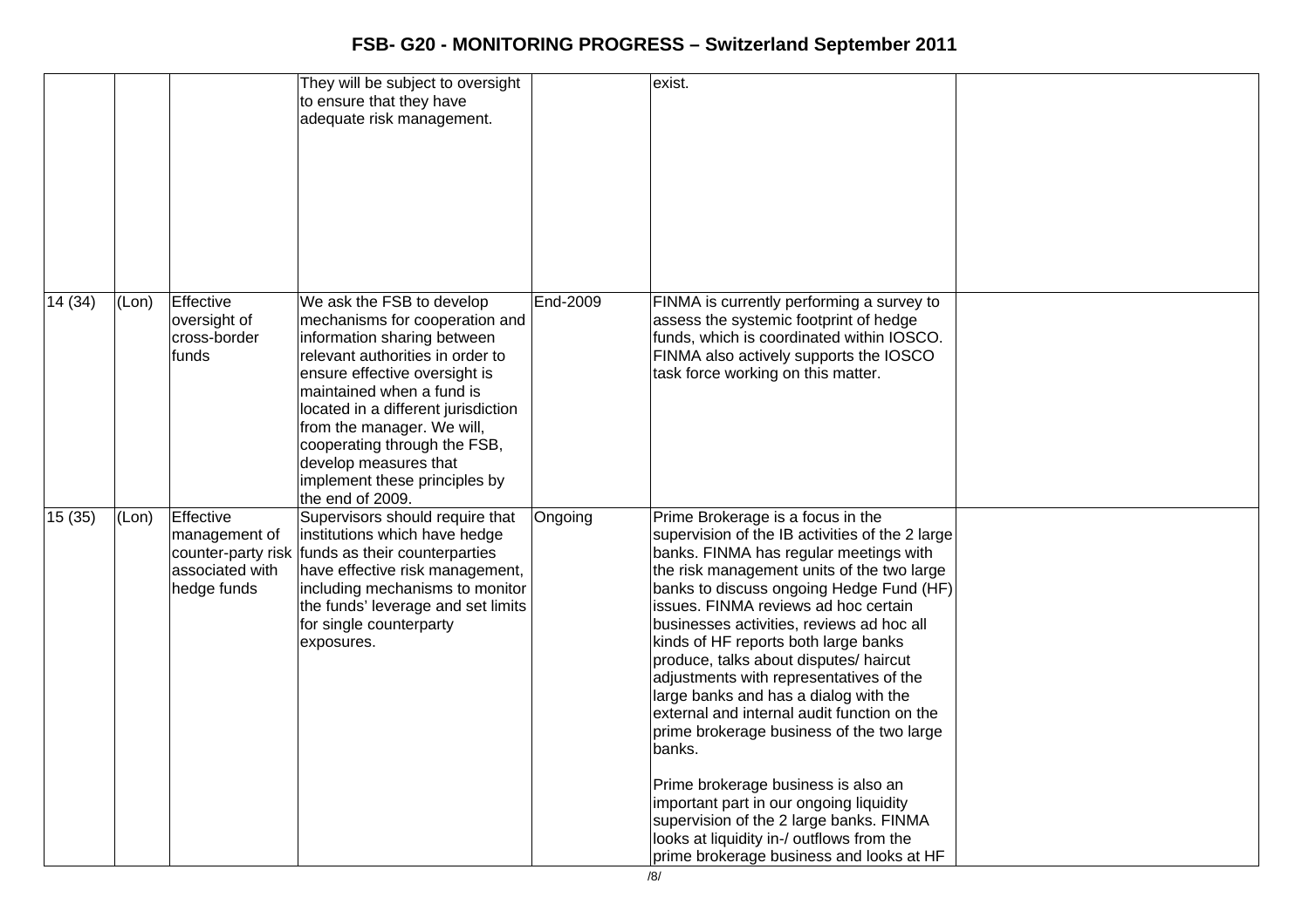| | | | | | | |
|---|---|---|---|---|---|---|
| | | | They will be subject to oversight to ensure that they have adequate risk management. | | exist. | |
| 14 (34) | (Lon) | Effective oversight of cross-border funds | We ask the FSB to develop mechanisms for cooperation and information sharing between relevant authorities in order to ensure effective oversight is maintained when a fund is located in a different jurisdiction from the manager. We will, cooperating through the FSB, develop measures that implement these principles by the end of 2009. | End-2009 | FINMA is currently performing a survey to assess the systemic footprint of hedge funds, which is coordinated within IOSCO. FINMA also actively supports the IOSCO task force working on this matter. | |
| 15 (35) | (Lon) | Effective management of counter-party risk associated with hedge funds | Supervisors should require that institutions which have hedge funds as their counterparties have effective risk management, including mechanisms to monitor the funds' leverage and set limits for single counterparty exposures. | Ongoing | Prime Brokerage is a focus in the supervision of the IB activities of the 2 large banks. FINMA has regular meetings with the risk management units of the two large banks to discuss ongoing Hedge Fund (HF) issues. FINMA reviews ad hoc certain businesses activities, reviews ad hoc all kinds of HF reports both large banks produce, talks about disputes/ haircut adjustments with representatives of the large banks and has a dialog with the external and internal audit function on the prime brokerage business of the two large banks.<br><br>Prime brokerage business is also an important part in our ongoing liquidity supervision of the 2 large banks. FINMA looks at liquidity in-/ outflows from the prime brokerage business and looks at HF | |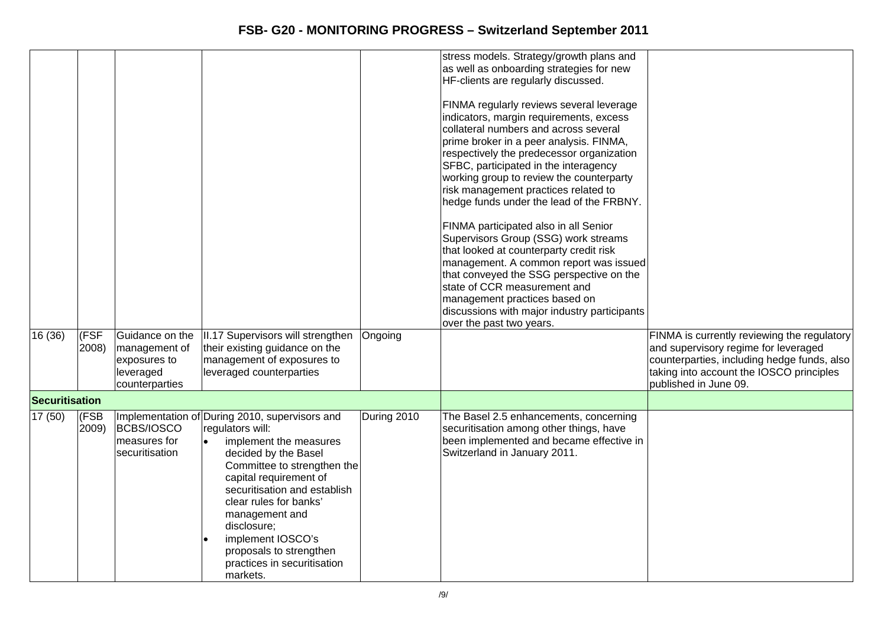| | | | | | | |
|---|---|---|---|---|---|---|
| | | | | | stress models. Strategy/growth plans and as well as onboarding strategies for new HF-clients are regularly discussed.<br><br>FINMA regularly reviews several leverage indicators, margin requirements, excess collateral numbers and across several prime broker in a peer analysis. FINMA, respectively the predecessor organization SFBC, participated in the interagency working group to review the counterparty risk management practices related to hedge funds under the lead of the FRBNY.<br><br>FINMA participated also in all Senior Supervisors Group (SSG) work streams that looked at counterparty credit risk management. A common report was issued that conveyed the SSG perspective on the state of CCR measurement and management practices based on discussions with major industry participants over the past two years. | |
| 16 (36) | (FSF 2008) | Guidance on the management of exposures to leveraged counterparties | II.17 Supervisors will strengthen their existing guidance on the management of exposures to leveraged counterparties | Ongoing | | FINMA is currently reviewing the regulatory and supervisory regime for leveraged counterparties, including hedge funds, also taking into account the IOSCO principles published in June 09. |
| **Securitisation** | | | | | | |
| 17 (50) | (FSB 2009) | Implementation of BCBS/IOSCO measures for securitisation | During 2010, supervisors and regulators will:<br>• implement the measures decided by the Basel Committee to strengthen the capital requirement of securitisation and establish clear rules for banks' management and disclosure;<br>• implement IOSCO's proposals to strengthen practices in securitisation markets. | During 2010 | The Basel 2.5 enhancements, concerning securitisation among other things, have been implemented and became effective in Switzerland in January 2011. | |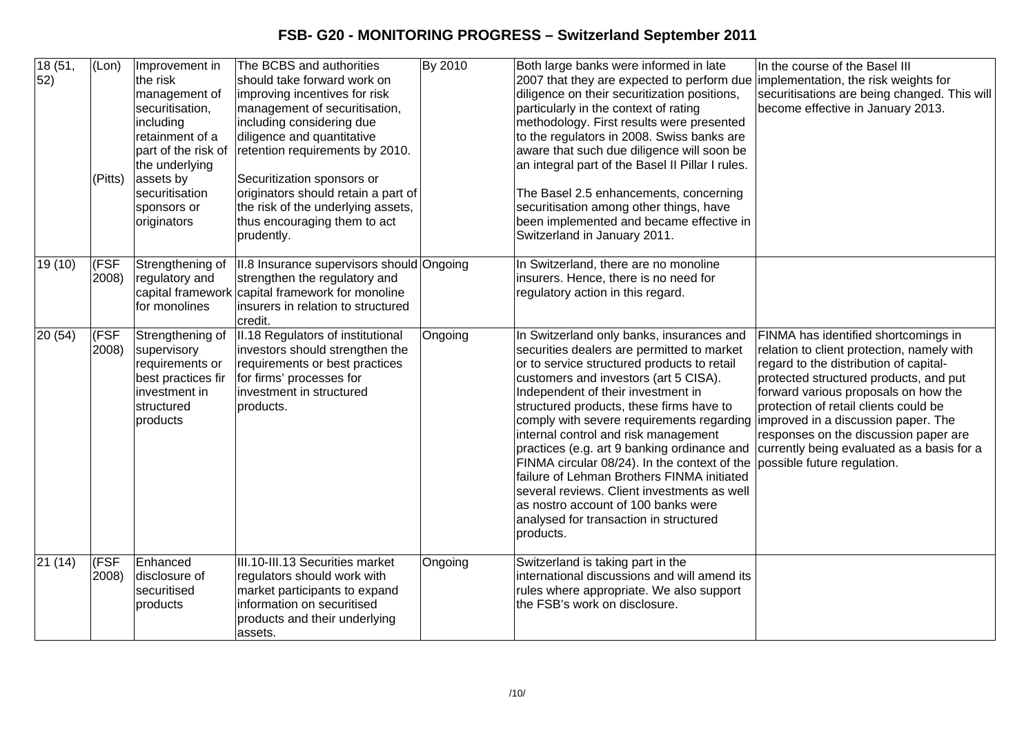# FSB- G20 - MONITORING PROGRESS – Switzerland September 2011

| | | | | | | |
|---|---|---|---|---|---|---|
| 18 (51, 52) | (Lon)<br><br>(Pitts) | Improvement in the risk management of securitisation, including retainment of a part of the risk of the underlying assets by securitisation sponsors or originators | The BCBS and authorities should take forward work on improving incentives for risk management of securitisation, including considering due diligence and quantitative retention requirements by 2010.<br><br>Securitization sponsors or originators should retain a part of the risk of the underlying assets, thus encouraging them to act prudently. | By 2010 | Both large banks were informed in late 2007 that they are expected to perform due diligence on their securitization positions, particularly in the context of rating methodology. First results were presented to the regulators in 2008. Swiss banks are aware that such due diligence will soon be an integral part of the Basel II Pillar I rules.<br><br>The Basel 2.5 enhancements, concerning securitisation among other things, have been implemented and became effective in Switzerland in January 2011. | In the course of the Basel III implementation, the risk weights for securitisations are being changed. This will become effective in January 2013. |
| 19 (10) | (FSF 2008) | Strengthening of regulatory and capital framework for monolines | II.8 Insurance supervisors should strengthen the regulatory and capital framework for monoline insurers in relation to structured credit. | Ongoing | In Switzerland, there are no monoline insurers. Hence, there is no need for regulatory action in this regard. | |
| 20 (54) | (FSF 2008) | Strengthening of supervisory requirements or best practices fir investment in structured products | II.18 Regulators of institutional investors should strengthen the requirements or best practices for firms' processes for investment in structured products. | Ongoing | In Switzerland only banks, insurances and securities dealers are permitted to market or to service structured products to retail customers and investors (art 5 CISA). Independent of their investment in structured products, these firms have to comply with severe requirements regarding internal control and risk management practices (e.g. art 9 banking ordinance and FINMA circular 08/24). In the context of the failure of Lehman Brothers FINMA initiated several reviews. Client investments as well as nostro account of 100 banks were analysed for transaction in structured products. | FINMA has identified shortcomings in relation to client protection, namely with regard to the distribution of capital-protected structured products, and put forward various proposals on how the protection of retail clients could be improved in a discussion paper. The responses on the discussion paper are currently being evaluated as a basis for a possible future regulation. |
| 21 (14) | (FSF 2008) | Enhanced disclosure of securitised products | III.10-III.13 Securities market regulators should work with market participants to expand information on securitised products and their underlying assets. | Ongoing | Switzerland is taking part in the international discussions and will amend its rules where appropriate. We also support the FSB's work on disclosure. | |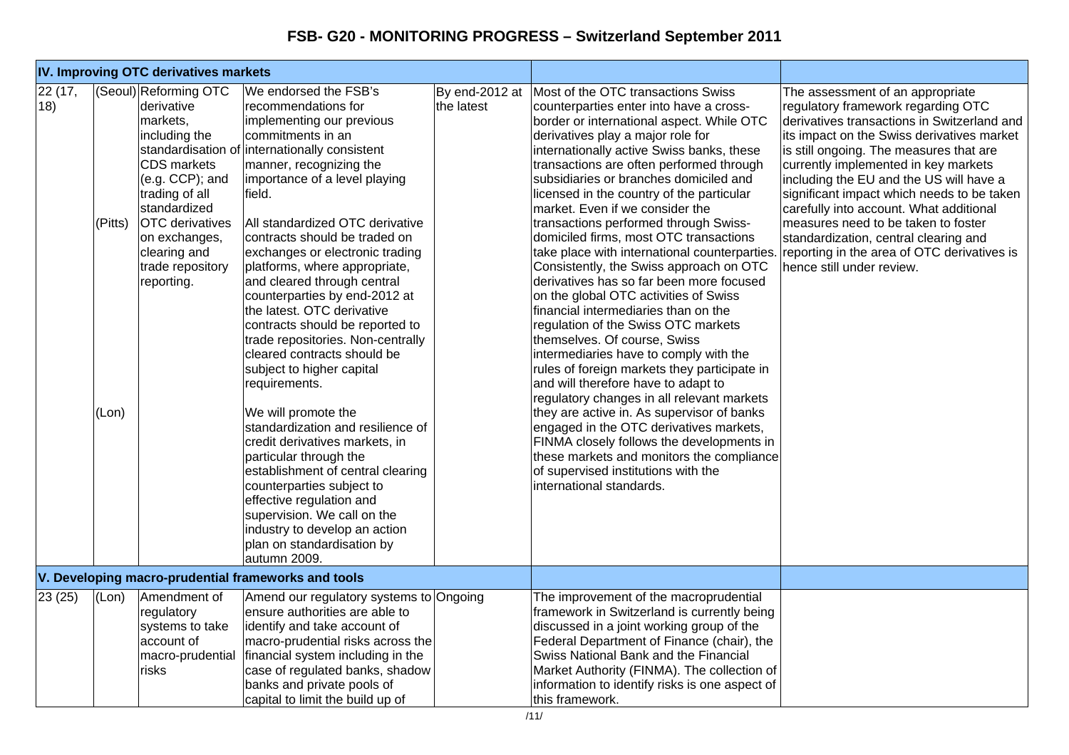| IV. Improving OTC derivatives markets | | | | | | |
|---|---|---|---|---|---|---|
| 22 (17, 18) | (Seoul)<br><br><br><br><br><br><br>(Pitts)<br><br><br><br><br><br><br><br><br><br><br><br><br><br>(Lon) | Reforming OTC derivative markets, including the standardisation of CDS markets (e.g. CCP); and trading of all standardized OTC derivatives on exchanges, clearing and trade repository reporting. | We endorsed the FSB's recommendations for implementing our previous commitments in an internationally consistent manner, recognizing the importance of a level playing field.<br><br>All standardized OTC derivative contracts should be traded on exchanges or electronic trading platforms, where appropriate, and cleared through central counterparties by end-2012 at the latest. OTC derivative contracts should be reported to trade repositories. Non-centrally cleared contracts should be subject to higher capital requirements.<br><br>We will promote the standardization and resilience of credit derivatives markets, in particular through the establishment of central clearing counterparties subject to effective regulation and supervision. We call on the industry to develop an action plan on standardisation by autumn 2009. | By end-2012 at the latest | Most of the OTC transactions Swiss counterparties enter into have a cross-border or international aspect. While OTC derivatives play a major role for internationally active Swiss banks, these transactions are often performed through subsidiaries or branches domiciled and licensed in the country of the particular market. Even if we consider the transactions performed through Swiss-domiciled firms, most OTC transactions take place with international counterparties. Consistently, the Swiss approach on OTC derivatives has so far been more focused on the global OTC activities of Swiss financial intermediaries than on the regulation of the Swiss OTC markets themselves. Of course, Swiss intermediaries have to comply with the rules of foreign markets they participate in and will therefore have to adapt to regulatory changes in all relevant markets they are active in. As supervisor of banks engaged in the OTC derivatives markets, FINMA closely follows the developments in these markets and monitors the compliance of supervised institutions with the international standards. | The assessment of an appropriate regulatory framework regarding OTC derivatives transactions in Switzerland and its impact on the Swiss derivatives market is still ongoing. The measures that are currently implemented in key markets including the EU and the US will have a significant impact which needs to be taken carefully into account. What additional measures need to be taken to foster standardization, central clearing and reporting in the area of OTC derivatives is hence still under review. |
| **V. Developing macro-prudential frameworks and tools** | | | | | | |
| 23 (25) | (Lon) | Amendment of regulatory systems to take account of macro-prudential risks | Amend our regulatory systems to ensure authorities are able to identify and take account of macro-prudential risks across the financial system including in the case of regulated banks, shadow banks and private pools of capital to limit the build up of | Ongoing | The improvement of the macroprudential framework in Switzerland is currently being discussed in a joint working group of the Federal Department of Finance (chair), the Swiss National Bank and the Financial Market Authority (FINMA). The collection of information to identify risks is one aspect of this framework. | |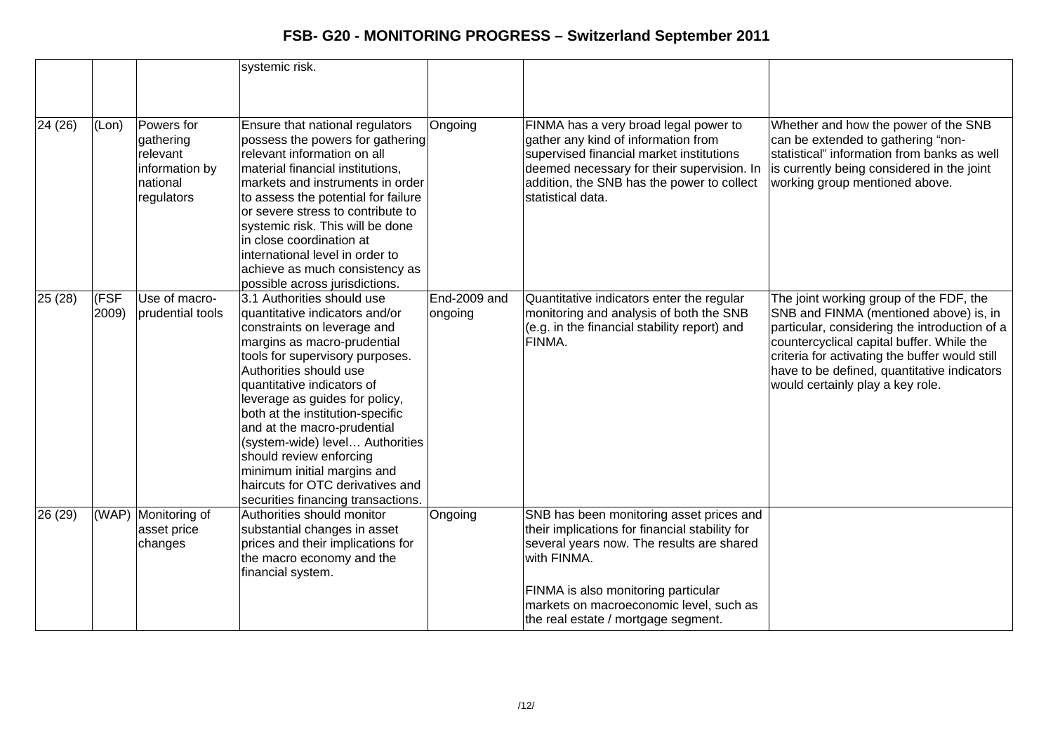| | | | systemic risk. | | | |
|---|---|---|---|---|---|---|
| 24 (26) | (Lon) | Powers for gathering relevant information by national regulators | Ensure that national regulators possess the powers for gathering relevant information on all material financial institutions, markets and instruments in order to assess the potential for failure or severe stress to contribute to systemic risk. This will be done in close coordination at international level in order to achieve as much consistency as possible across jurisdictions. | Ongoing | FINMA has a very broad legal power to gather any kind of information from supervised financial market institutions deemed necessary for their supervision. In addition, the SNB has the power to collect statistical data. | Whether and how the power of the SNB can be extended to gathering "non-statistical" information from banks as well is currently being considered in the joint working group mentioned above. |
| 25 (28) | (FSF 2009) | Use of macro-prudential tools | 3.1 Authorities should use quantitative indicators and/or constraints on leverage and margins as macro-prudential tools for supervisory purposes. Authorities should use quantitative indicators of leverage as guides for policy, both at the institution-specific and at the macro-prudential (system-wide) level… Authorities should review enforcing minimum initial margins and haircuts for OTC derivatives and securities financing transactions. | End-2009 and ongoing | Quantitative indicators enter the regular monitoring and analysis of both the SNB (e.g. in the financial stability report) and FINMA. | The joint working group of the FDF, the SNB and FINMA (mentioned above) is, in particular, considering the introduction of a countercyclical capital buffer. While the criteria for activating the buffer would still have to be defined, quantitative indicators would certainly play a key role. |
| 26 (29) | (WAP) | Monitoring of asset price changes | Authorities should monitor substantial changes in asset prices and their implications for the macro economy and the financial system. | Ongoing | SNB has been monitoring asset prices and their implications for financial stability for several years now. The results are shared with FINMA.<br><br>FINMA is also monitoring particular markets on macroeconomic level, such as the real estate / mortgage segment. | |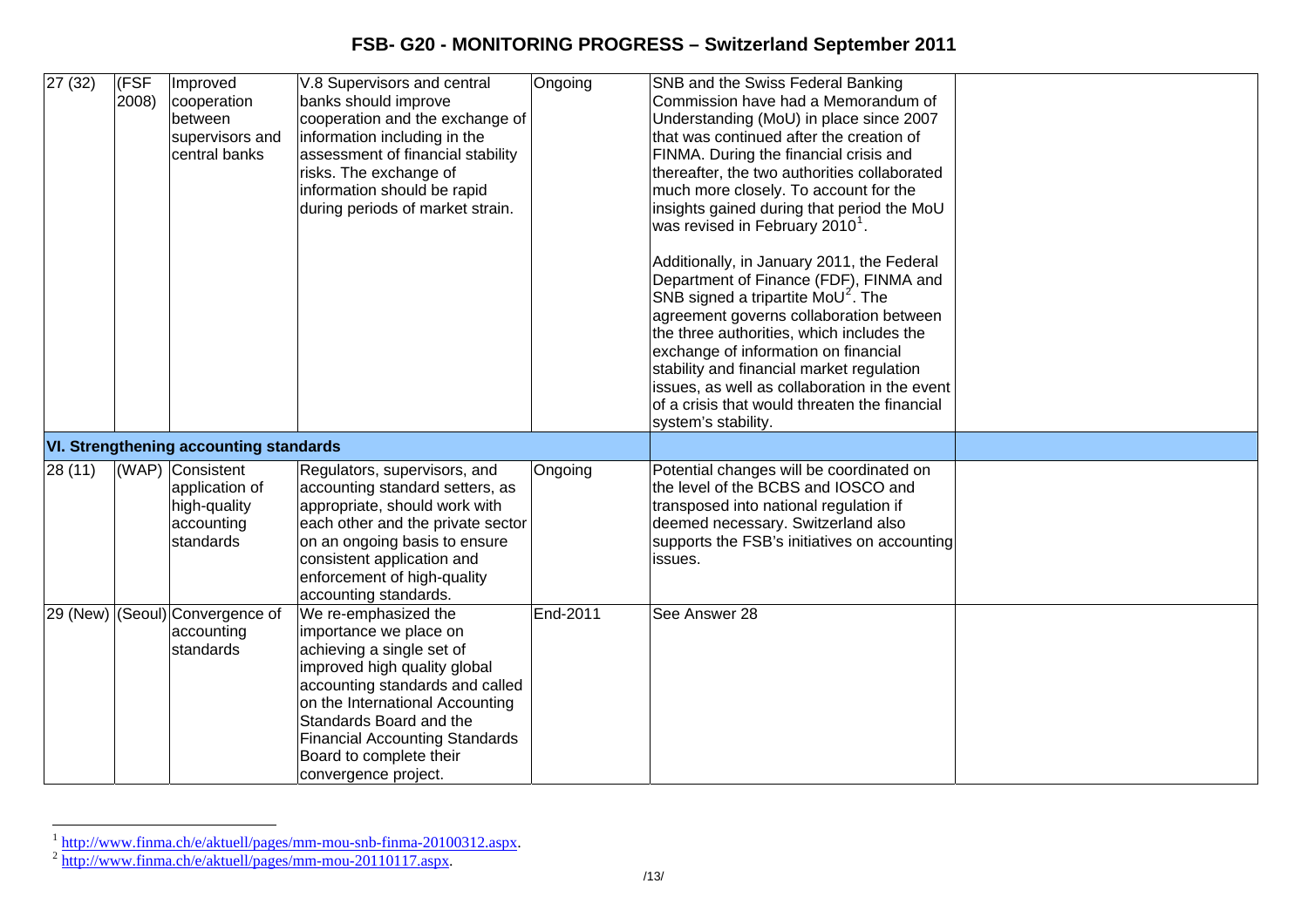| 27 (32) | (FSF 2008) | Improved cooperation between supervisors and central banks | V.8 Supervisors and central banks should improve cooperation and the exchange of information including in the assessment of financial stability risks. The exchange of information should be rapid during periods of market strain. | Ongoing | SNB and the Swiss Federal Banking Commission have had a Memorandum of Understanding (MoU) in place since 2007 that was continued after the creation of FINMA. During the financial crisis and thereafter, the two authorities collaborated much more closely. To account for the insights gained during that period the MoU was revised in February 2010[1].<br><br>Additionally, in January 2011, the Federal Department of Finance (FDF), FINMA and SNB signed a tripartite MoU[2]. The agreement governs collaboration between the three authorities, which includes the exchange of information on financial stability and financial market regulation issues, as well as collaboration in the event of a crisis that would threaten the financial system's stability. | |
|---|---|---|---|---|---|---|
| **VI. Strengthening accounting standards** | | | | | | |
| 28 (11) | (WAP) | Consistent application of high-quality accounting standards | Regulators, supervisors, and accounting standard setters, as appropriate, should work with each other and the private sector on an ongoing basis to ensure consistent application and enforcement of high-quality accounting standards. | Ongoing | Potential changes will be coordinated on the level of the BCBS and IOSCO and transposed into national regulation if deemed necessary. Switzerland also supports the FSB's initiatives on accounting issues. | |
| 29 (New) | (Seoul) | Convergence of accounting standards | We re-emphasized the importance we place on achieving a single set of improved high quality global accounting standards and called on the International Accounting Standards Board and the Financial Accounting Standards Board to complete their convergence project. | End-2011 | See Answer 28 | |

[1] http://www.finma.ch/e/aktuell/pages/mm-mou-snb-finma-20100312.aspx.

[2] http://www.finma.ch/e/aktuell/pages/mm-mou-20110117.aspx.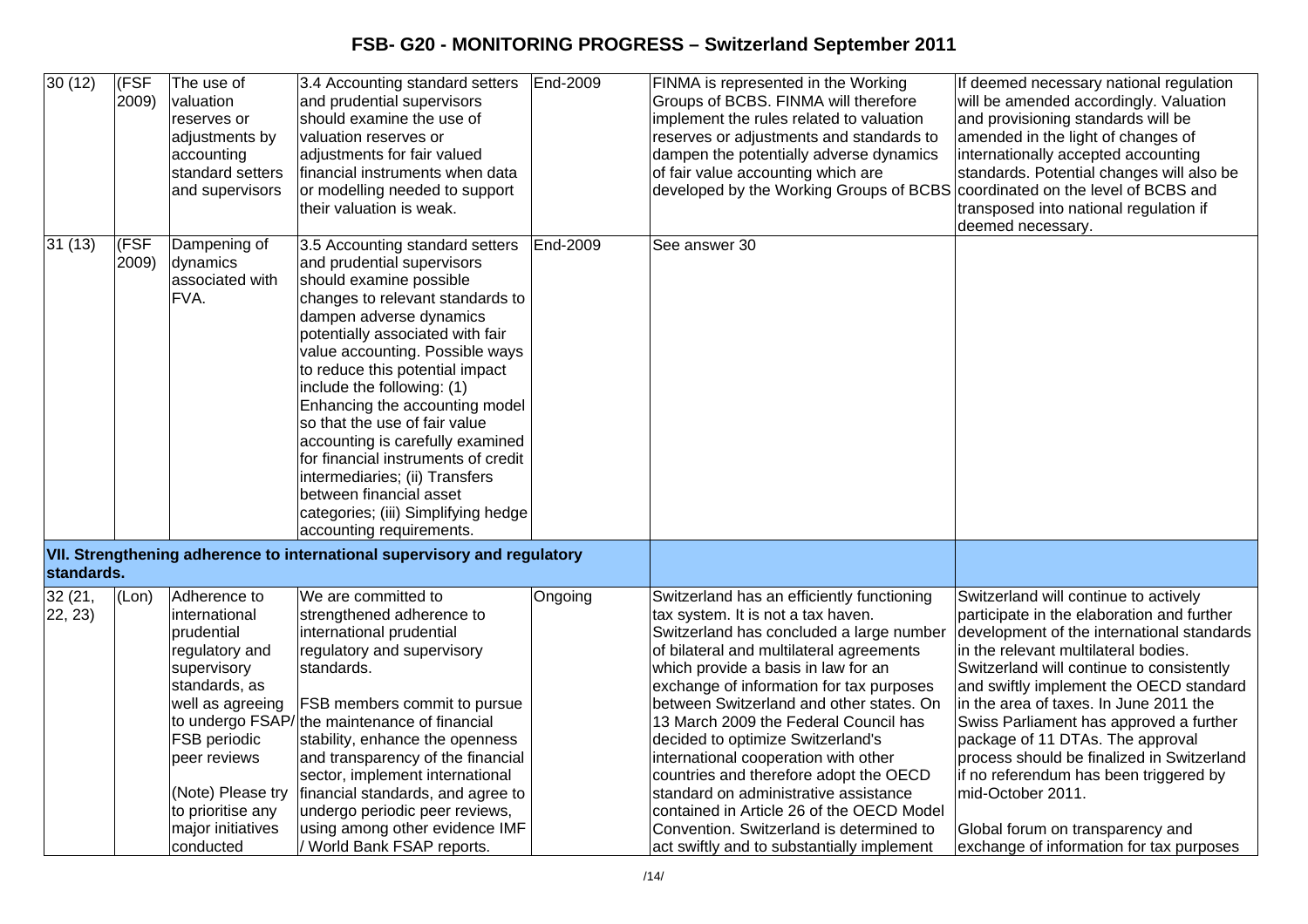| 30 (12) | (FSF 2009) | The use of valuation reserves or adjustments by accounting standard setters and supervisors | 3.4 Accounting standard setters and prudential supervisors should examine the use of valuation reserves or adjustments for fair valued financial instruments when data or modelling needed to support their valuation is weak. | End-2009 | FINMA is represented in the Working Groups of BCBS. FINMA will therefore implement the rules related to valuation reserves or adjustments and standards to dampen the potentially adverse dynamics of fair value accounting which are developed by the Working Groups of BCBS | If deemed necessary national regulation will be amended accordingly. Valuation and provisioning standards will be amended in the light of changes of internationally accepted accounting standards. Potential changes will also be coordinated on the level of BCBS and transposed into national regulation if deemed necessary. |
|---|---|---|---|---|---|---|
| 31 (13) | (FSF 2009) | Dampening of dynamics associated with FVA. | 3.5 Accounting standard setters and prudential supervisors should examine possible changes to relevant standards to dampen adverse dynamics potentially associated with fair value accounting. Possible ways to reduce this potential impact include the following: (1) Enhancing the accounting model so that the use of fair value accounting is carefully examined for financial instruments of credit intermediaries; (ii) Transfers between financial asset categories; (iii) Simplifying hedge accounting requirements. | End-2009 | See answer 30 | |
| **VII. Strengthening adherence to international supervisory and regulatory standards.** | | | | | | |
| 32 (21, 22, 23) | (Lon) | Adherence to international prudential regulatory and supervisory standards, as well as agreeing to undergo FSAP/ FSB periodic peer reviews<br><br>(Note) Please try to prioritise any major initiatives conducted | We are committed to strengthened adherence to international prudential regulatory and supervisory standards.<br><br>FSB members commit to pursue the maintenance of financial stability, enhance the openness and transparency of the financial sector, implement international financial standards, and agree to undergo periodic peer reviews, using among other evidence IMF / World Bank FSAP reports. | Ongoing | Switzerland has an efficiently functioning tax system. It is not a tax haven. Switzerland has concluded a large number of bilateral and multilateral agreements which provide a basis in law for an exchange of information for tax purposes between Switzerland and other states. On 13 March 2009 the Federal Council has decided to optimize Switzerland's international cooperation with other countries and therefore adopt the OECD standard on administrative assistance contained in Article 26 of the OECD Model Convention. Switzerland is determined to act swiftly and to substantially implement | Switzerland will continue to actively participate in the elaboration and further development of the international standards in the relevant multilateral bodies. Switzerland will continue to consistently and swiftly implement the OECD standard in the area of taxes. In June 2011 the Swiss Parliament has approved a further package of 11 DTAs. The approval process should be finalized in Switzerland if no referendum has been triggered by mid-October 2011.<br><br>Global forum on transparency and exchange of information for tax purposes |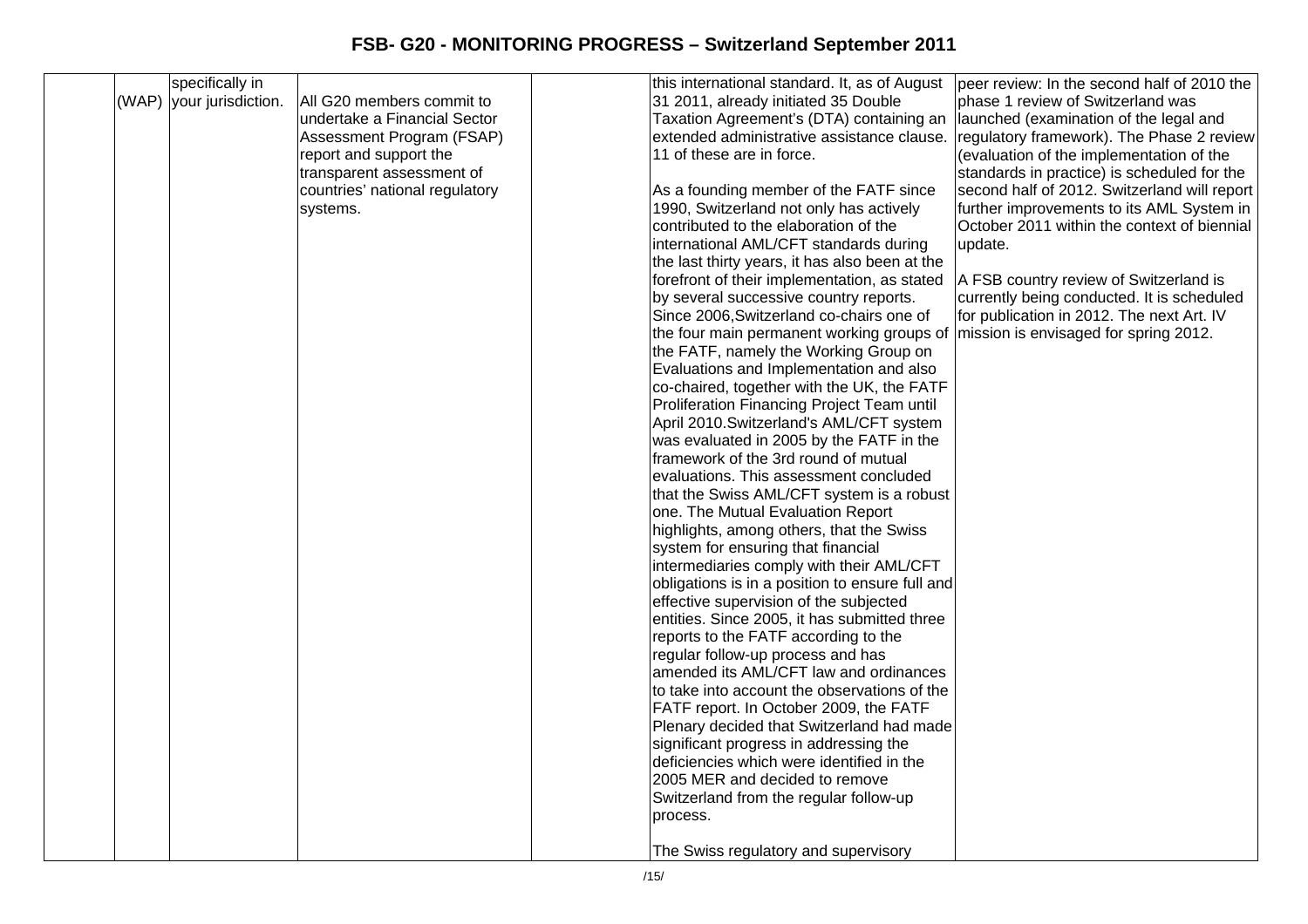# FSB- G20 - MONITORING PROGRESS – Switzerland September 2011

| | | | | | | |
|---|---|---|---|---|---|---|
| | (WAP) | specifically in your jurisdiction. | All G20 members commit to undertake a Financial Sector Assessment Program (FSAP) report and support the transparent assessment of countries' national regulatory systems. | | this international standard. It, as of August 31 2011, already initiated 35 Double Taxation Agreement's (DTA) containing an extended administrative assistance clause. 11 of these are in force.<br><br>As a founding member of the FATF since 1990, Switzerland not only has actively contributed to the elaboration of the international AML/CFT standards during the last thirty years, it has also been at the forefront of their implementation, as stated by several successive country reports. Since 2006,Switzerland co-chairs one of the four main permanent working groups of the FATF, namely the Working Group on Evaluations and Implementation and also co-chaired, together with the UK, the FATF Proliferation Financing Project Team until April 2010.Switzerland's AML/CFT system was evaluated in 2005 by the FATF in the framework of the 3rd round of mutual evaluations. This assessment concluded that the Swiss AML/CFT system is a robust one. The Mutual Evaluation Report highlights, among others, that the Swiss system for ensuring that financial intermediaries comply with their AML/CFT obligations is in a position to ensure full and effective supervision of the subjected entities. Since 2005, it has submitted three reports to the FATF according to the regular follow-up process and has amended its AML/CFT law and ordinances to take into account the observations of the FATF report. In October 2009, the FATF Plenary decided that Switzerland had made significant progress in addressing the deficiencies which were identified in the 2005 MER and decided to remove Switzerland from the regular follow-up process.<br><br>The Swiss regulatory and supervisory | peer review: In the second half of 2010 the phase 1 review of Switzerland was launched (examination of the legal and regulatory framework). The Phase 2 review (evaluation of the implementation of the standards in practice) is scheduled for the second half of 2012. Switzerland will report further improvements to its AML System in October 2011 within the context of biennial update.<br><br>A FSB country review of Switzerland is currently being conducted. It is scheduled for publication in 2012. The next Art. IV mission is envisaged for spring 2012. |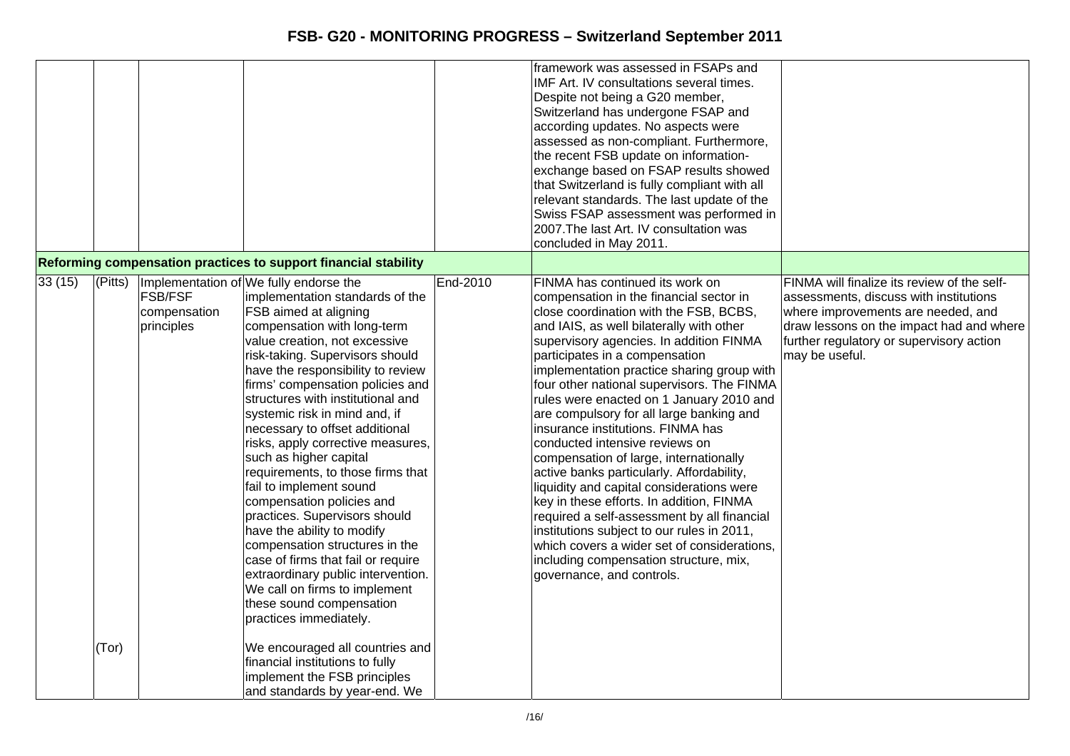| | | | | | | |
|---|---|---|---|---|---|---|
| | | | | | framework was assessed in FSAPs and IMF Art. IV consultations several times. Despite not being a G20 member, Switzerland has undergone FSAP and according updates. No aspects were assessed as non-compliant. Furthermore, the recent FSB update on information-exchange based on FSAP results showed that Switzerland is fully compliant with all relevant standards. The last update of the Swiss FSAP assessment was performed in 2007.The last Art. IV consultation was concluded in May 2011. | |
| **Reforming compensation practices to support financial stability** | | | | | | |
| 33 (15) | (Pitts) | Implementation of FSB/FSF compensation principles | We fully endorse the implementation standards of the FSB aimed at aligning compensation with long-term value creation, not excessive risk-taking. Supervisors should have the responsibility to review firms' compensation policies and structures with institutional and systemic risk in mind and, if necessary to offset additional risks, apply corrective measures, such as higher capital requirements, to those firms that fail to implement sound compensation policies and practices. Supervisors should have the ability to modify compensation structures in the case of firms that fail or require extraordinary public intervention. We call on firms to implement these sound compensation practices immediately. | End-2010 | FINMA has continued its work on compensation in the financial sector in close coordination with the FSB, BCBS, and IAIS, as well bilaterally with other supervisory agencies. In addition FINMA participates in a compensation implementation practice sharing group with four other national supervisors. The FINMA rules were enacted on 1 January 2010 and are compulsory for all large banking and insurance institutions. FINMA has conducted intensive reviews on compensation of large, internationally active banks particularly. Affordability, liquidity and capital considerations were key in these efforts. In addition, FINMA required a self-assessment by all financial institutions subject to our rules in 2011, which covers a wider set of considerations, including compensation structure, mix, governance, and controls. | FINMA will finalize its review of the self-assessments, discuss with institutions where improvements are needed, and draw lessons on the impact had and where further regulatory or supervisory action may be useful. |
| | (Tor) | | We encouraged all countries and financial institutions to fully implement the FSB principles and standards by year-end. We | | | |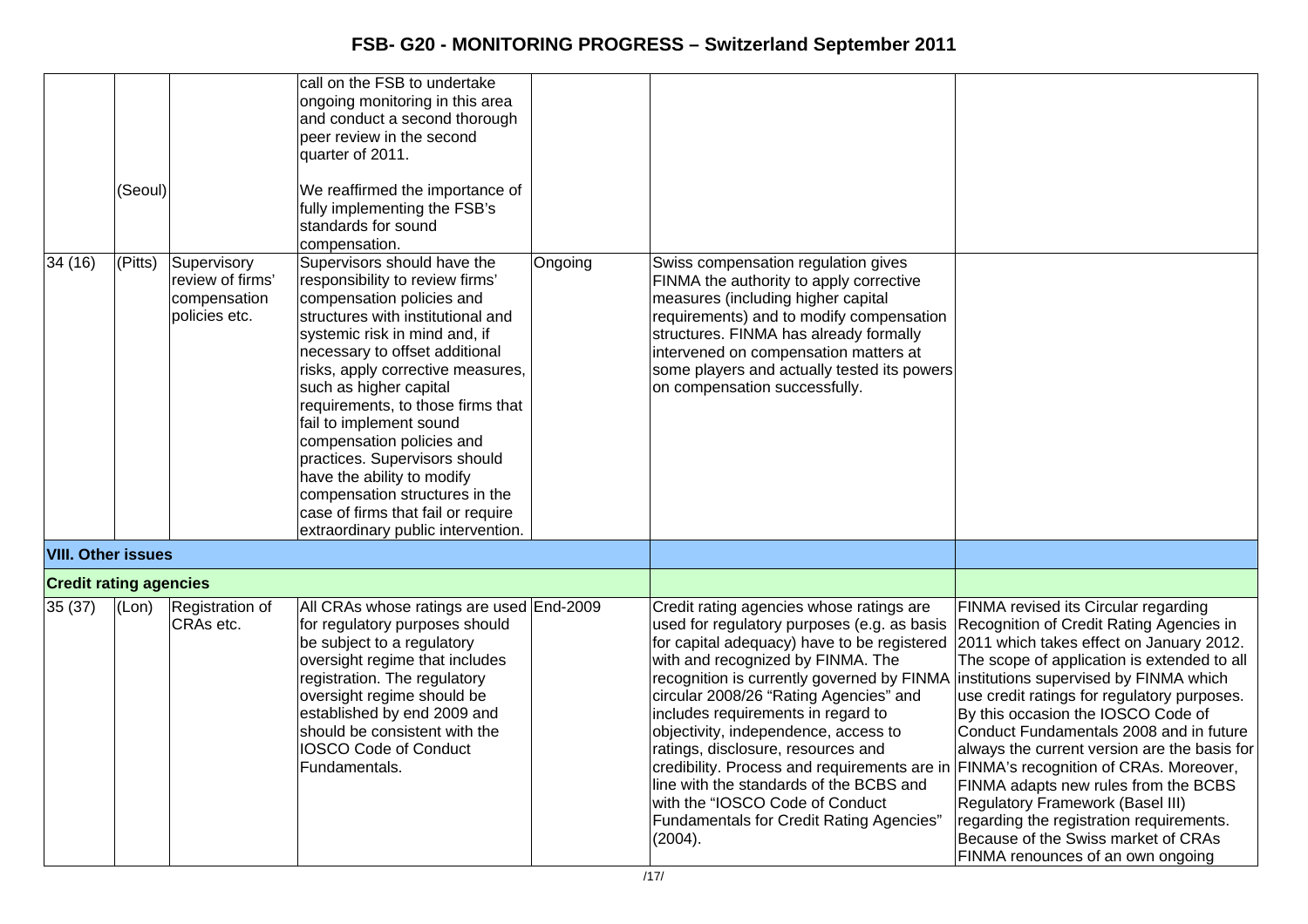| | | | | | | |
|---|---|---|---|---|---|---|
| | (Seoul) | | call on the FSB to undertake ongoing monitoring in this area and conduct a second thorough peer review in the second quarter of 2011.<br><br>We reaffirmed the importance of fully implementing the FSB's standards for sound compensation. | | | |
| 34 (16) | (Pitts) | Supervisory review of firms' compensation policies etc. | Supervisors should have the responsibility to review firms' compensation policies and structures with institutional and systemic risk in mind and, if necessary to offset additional risks, apply corrective measures, such as higher capital requirements, to those firms that fail to implement sound compensation policies and practices. Supervisors should have the ability to modify compensation structures in the case of firms that fail or require extraordinary public intervention. | Ongoing | Swiss compensation regulation gives FINMA the authority to apply corrective measures (including higher capital requirements) and to modify compensation structures. FINMA has already formally intervened on compensation matters at some players and actually tested its powers on compensation successfully. | |
| **VIII. Other issues** | | | | | | |
| **Credit rating agencies** | | | | | | |
| 35 (37) | (Lon) | Registration of CRAs etc. | All CRAs whose ratings are used for regulatory purposes should be subject to a regulatory oversight regime that includes registration. The regulatory oversight regime should be established by end 2009 and should be consistent with the IOSCO Code of Conduct Fundamentals. | End-2009 | Credit rating agencies whose ratings are used for regulatory purposes (e.g. as basis for capital adequacy) have to be registered with and recognized by FINMA. The recognition is currently governed by FINMA circular 2008/26 "Rating Agencies" and includes requirements in regard to objectivity, independence, access to ratings, disclosure, resources and credibility. Process and requirements are in line with the standards of the BCBS and with the "IOSCO Code of Conduct Fundamentals for Credit Rating Agencies" (2004). | FINMA revised its Circular regarding Recognition of Credit Rating Agencies in 2011 which takes effect on January 2012. The scope of application is extended to all institutions supervised by FINMA which use credit ratings for regulatory purposes. By this occasion the IOSCO Code of Conduct Fundamentals 2008 and in future always the current version are the basis for FINMA's recognition of CRAs. Moreover, FINMA adapts new rules from the BCBS Regulatory Framework (Basel III) regarding the registration requirements. Because of the Swiss market of CRAs FINMA renounces of an own ongoing |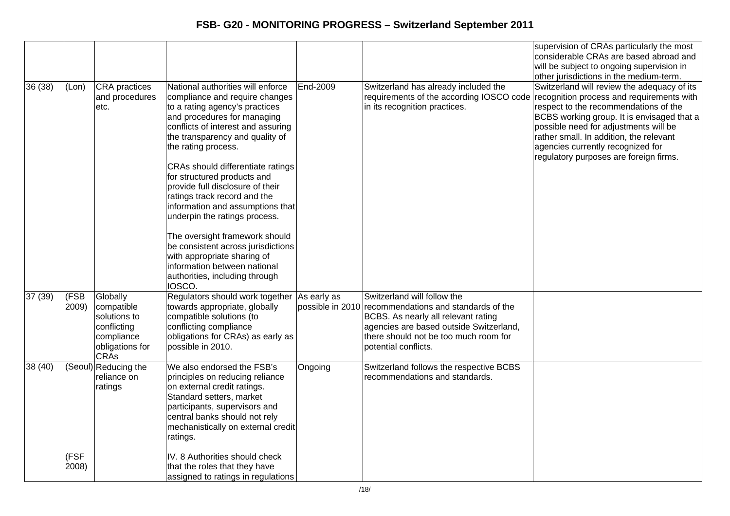| | | | | | | |
|---|---|---|---|---|---|---|
| | | | | | | supervision of CRAs particularly the most considerable CRAs are based abroad and will be subject to ongoing supervision in other jurisdictions in the medium-term. |
| 36 (38) | (Lon) | CRA practices and procedures etc. | National authorities will enforce compliance and require changes to a rating agency's practices and procedures for managing conflicts of interest and assuring the transparency and quality of the rating process.<br><br>CRAs should differentiate ratings for structured products and provide full disclosure of their ratings track record and the information and assumptions that underpin the ratings process.<br><br>The oversight framework should be consistent across jurisdictions with appropriate sharing of information between national authorities, including through IOSCO. | End-2009 | Switzerland has already included the requirements of the according IOSCO code in its recognition practices. | Switzerland will review the adequacy of its recognition process and requirements with respect to the recommendations of the BCBS working group. It is envisaged that a possible need for adjustments will be rather small. In addition, the relevant agencies currently recognized for regulatory purposes are foreign firms. |
| 37 (39) | (FSB 2009) | Globally compatible solutions to conflicting compliance obligations for CRAs | Regulators should work together towards appropriate, globally compatible solutions (to conflicting compliance obligations for CRAs) as early as possible in 2010. | As early as possible in 2010 | Switzerland will follow the recommendations and standards of the BCBS. As nearly all relevant rating agencies are based outside Switzerland, there should not be too much room for potential conflicts. | |
| 38 (40) | (Seoul)<br><br>(FSF 2008) | Reducing the reliance on ratings | We also endorsed the FSB's principles on reducing reliance on external credit ratings. Standard setters, market participants, supervisors and central banks should not rely mechanistically on external credit ratings.<br><br>IV. 8 Authorities should check that the roles that they have assigned to ratings in regulations | Ongoing | Switzerland follows the respective BCBS recommendations and standards. | |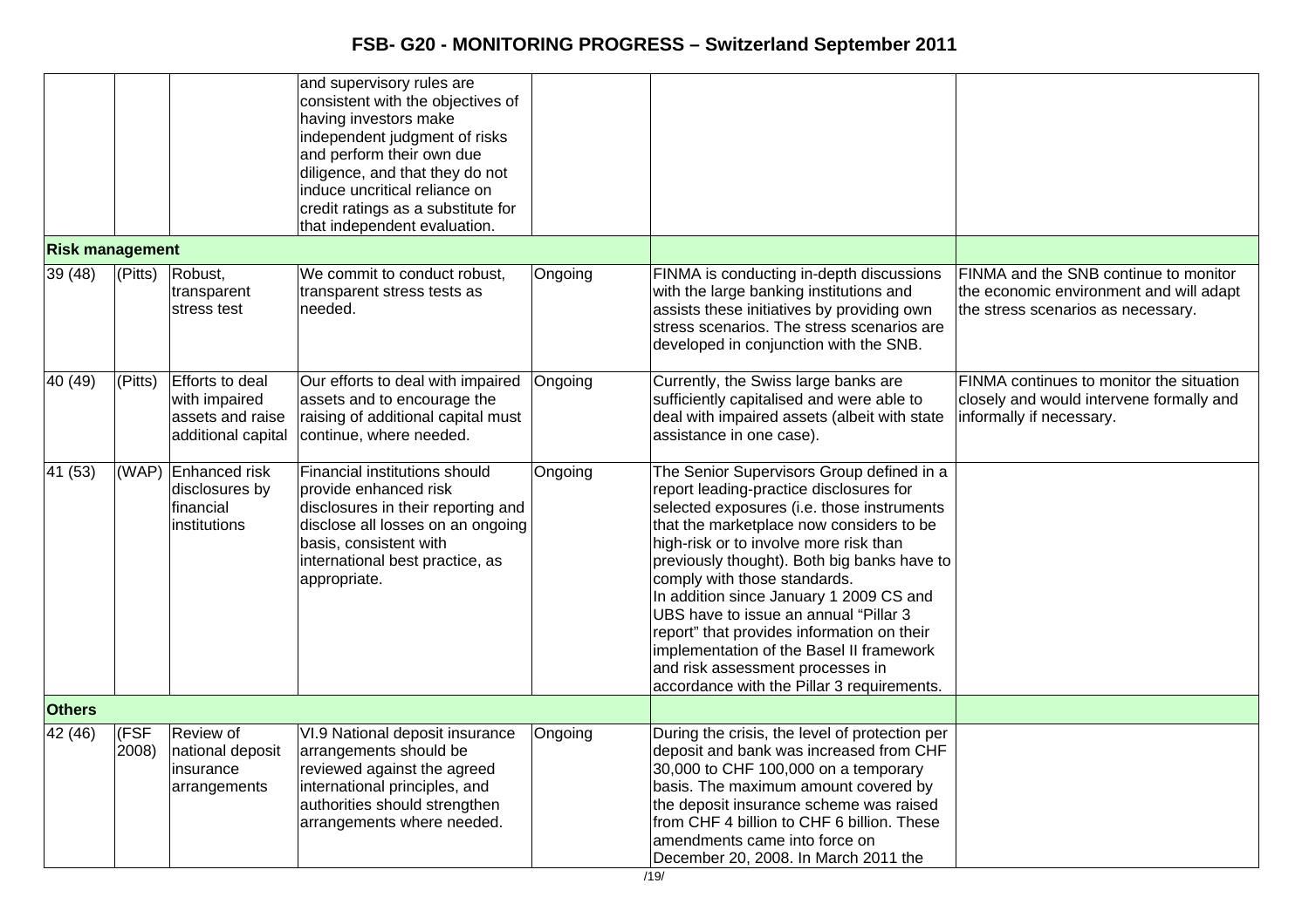| | | | | | | |
|---|---|---|---|---|---|---|
| | | | and supervisory rules are consistent with the objectives of having investors make independent judgment of risks and perform their own due diligence, and that they do not induce uncritical reliance on credit ratings as a substitute for that independent evaluation. | | | |
| **Risk management** | | | | | | |
| 39 (48) | (Pitts) | Robust, transparent stress test | We commit to conduct robust, transparent stress tests as needed. | Ongoing | FINMA is conducting in-depth discussions with the large banking institutions and assists these initiatives by providing own stress scenarios. The stress scenarios are developed in conjunction with the SNB. | FINMA and the SNB continue to monitor the economic environment and will adapt the stress scenarios as necessary. |
| 40 (49) | (Pitts) | Efforts to deal with impaired assets and raise additional capital | Our efforts to deal with impaired assets and to encourage the raising of additional capital must continue, where needed. | Ongoing | Currently, the Swiss large banks are sufficiently capitalised and were able to deal with impaired assets (albeit with state assistance in one case). | FINMA continues to monitor the situation closely and would intervene formally and informally if necessary. |
| 41 (53) | (WAP) | Enhanced risk disclosures by financial institutions | Financial institutions should provide enhanced risk disclosures in their reporting and disclose all losses on an ongoing basis, consistent with international best practice, as appropriate. | Ongoing | The Senior Supervisors Group defined in a report leading-practice disclosures for selected exposures (i.e. those instruments that the marketplace now considers to be high-risk or to involve more risk than previously thought). Both big banks have to comply with those standards.<br>In addition since January 1 2009 CS and UBS have to issue an annual "Pillar 3 report" that provides information on their implementation of the Basel II framework and risk assessment processes in accordance with the Pillar 3 requirements. | |
| **Others** | | | | | | |
| 42 (46) | (FSF 2008) | Review of national deposit insurance arrangements | VI.9 National deposit insurance arrangements should be reviewed against the agreed international principles, and authorities should strengthen arrangements where needed. | Ongoing | During the crisis, the level of protection per deposit and bank was increased from CHF 30,000 to CHF 100,000 on a temporary basis. The maximum amount covered by the deposit insurance scheme was raised from CHF 4 billion to CHF 6 billion. These amendments came into force on December 20, 2008. In March 2011 the | |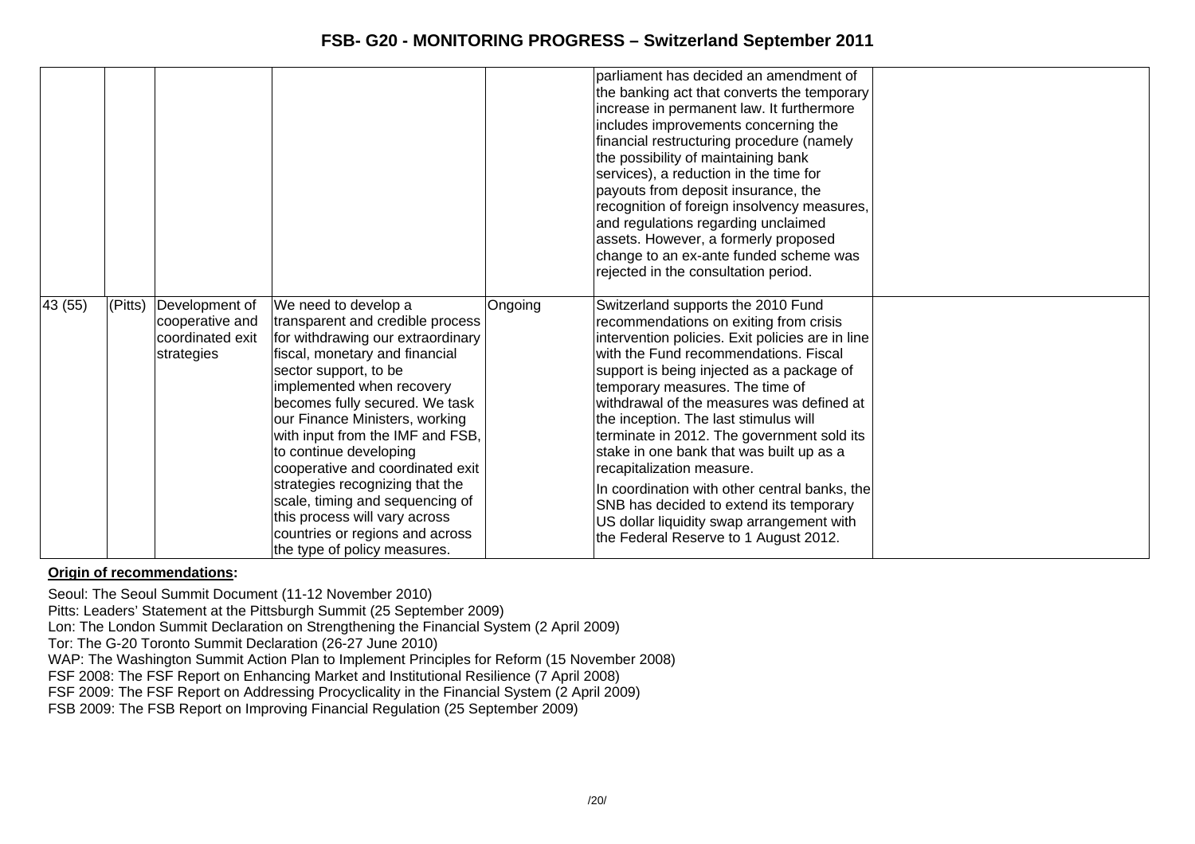| | | | | | | |
|---|---|---|---|---|---|---|
| | | | | | parliament has decided an amendment of the banking act that converts the temporary increase in permanent law. It furthermore includes improvements concerning the financial restructuring procedure (namely the possibility of maintaining bank services), a reduction in the time for payouts from deposit insurance, the recognition of foreign insolvency measures, and regulations regarding unclaimed assets. However, a formerly proposed change to an ex-ante funded scheme was rejected in the consultation period. | |
| 43 (55) | (Pitts) | Development of cooperative and coordinated exit strategies | We need to develop a transparent and credible process for withdrawing our extraordinary fiscal, monetary and financial sector support, to be implemented when recovery becomes fully secured. We task our Finance Ministers, working with input from the IMF and FSB, to continue developing cooperative and coordinated exit strategies recognizing that the scale, timing and sequencing of this process will vary across countries or regions and across the type of policy measures. | Ongoing | Switzerland supports the 2010 Fund recommendations on exiting from crisis intervention policies. Exit policies are in line with the Fund recommendations. Fiscal support is being injected as a package of temporary measures. The time of withdrawal of the measures was defined at the inception. The last stimulus will terminate in 2012. The government sold its stake in one bank that was built up as a recapitalization measure.<br><br>In coordination with other central banks, the SNB has decided to extend its temporary US dollar liquidity swap arrangement with the Federal Reserve to 1 August 2012. | |

**Origin of recommendations:**

Seoul: The Seoul Summit Document (11-12 November 2010)
Pitts: Leaders' Statement at the Pittsburgh Summit (25 September 2009)
Lon: The London Summit Declaration on Strengthening the Financial System (2 April 2009)
Tor: The G-20 Toronto Summit Declaration (26-27 June 2010)
WAP: The Washington Summit Action Plan to Implement Principles for Reform (15 November 2008)
FSF 2008: The FSF Report on Enhancing Market and Institutional Resilience (7 April 2008)
FSF 2009: The FSF Report on Addressing Procyclicality in the Financial System (2 April 2009)
FSB 2009: The FSB Report on Improving Financial Regulation (25 September 2009)